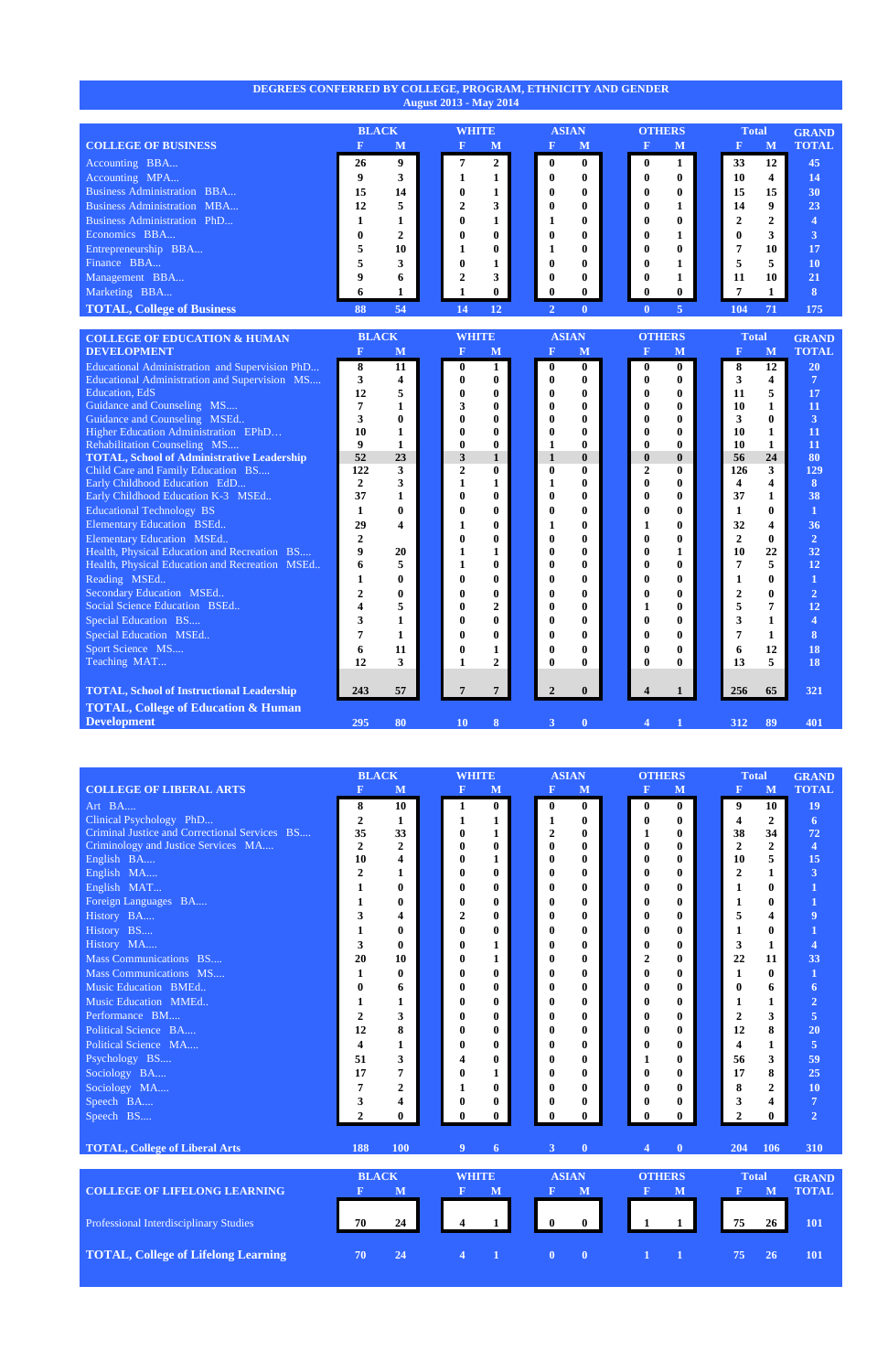# DEGREES CONFERRED BY COLLEGE, PROGRAM, ETHNICITY AND GENDER
## August 2013 - May 2014

| COLLEGE OF BUSINESS | BLACK F | BLACK M | WHITE F | WHITE M | ASIAN F | ASIAN M | OTHERS F | OTHERS M | Total F | Total M | GRAND TOTAL |
|---|---|---|---|---|---|---|---|---|---|---|---|
| Accounting BBA... | 26 | 9 | 7 | 2 | 0 | 0 | 0 | 1 | 33 | 12 | 45 |
| Accounting MPA... | 9 | 3 | 1 | 1 | 0 | 0 | 0 | 0 | 10 | 4 | 14 |
| Business Administration BBA... | 15 | 14 | 0 | 1 | 0 | 0 | 0 | 0 | 15 | 15 | 30 |
| Business Administration MBA... | 12 | 5 | 2 | 3 | 0 | 0 | 0 | 1 | 14 | 9 | 23 |
| Business Administration PhD... | 1 | 1 | 0 | 1 | 1 | 0 | 0 | 0 | 2 | 2 | 4 |
| Economics BBA... | 0 | 2 | 0 | 0 | 0 | 0 | 0 | 1 | 0 | 3 | 3 |
| Entrepreneurship BBA... | 5 | 10 | 1 | 0 | 1 | 0 | 0 | 0 | 7 | 10 | 17 |
| Finance BBA... | 5 | 3 | 0 | 1 | 0 | 0 | 0 | 1 | 5 | 5 | 10 |
| Management BBA... | 9 | 6 | 2 | 3 | 0 | 0 | 0 | 1 | 11 | 10 | 21 |
| Marketing BBA... | 6 | 1 | 1 | 0 | 0 | 0 | 0 | 0 | 7 | 1 | 8 |
| **TOTAL, College of Business** | 88 | 54 | 14 | 12 | 2 | 0 | 0 | 5 | 104 | 71 | 175 |

| COLLEGE OF EDUCATION & HUMAN DEVELOPMENT | BLACK F | BLACK M | WHITE F | WHITE M | ASIAN F | ASIAN M | OTHERS F | OTHERS M | Total F | Total M | GRAND TOTAL |
|---|---|---|---|---|---|---|---|---|---|---|---|
| Educational Administration and Supervision PhD... | 8 | 11 | 0 | 1 | 0 | 0 | 0 | 0 | 8 | 12 | 20 |
| Educational Administration and Supervision MS.... | 3 | 4 | 0 | 0 | 0 | 0 | 0 | 0 | 3 | 4 | 7 |
| Education, EdS | 12 | 5 | 0 | 0 | 0 | 0 | 0 | 0 | 11 | 6 | 17 |
| Guidance and Counseling MS.... | 7 | 1 | 3 | 0 | 0 | 0 | 0 | 0 | 10 | 1 | 11 |
| Guidance and Counseling MSEd.. | 3 | 0 | 0 | 0 | 0 | 0 | 0 | 0 | 3 | 0 | 3 |
| Higher Education Administration EPhD… | 10 | 1 | 0 | 0 | 0 | 0 | 0 | 0 | 10 | 1 | 11 |
| Rehabilitation Counseling MS.... | 9 | 1 | 0 | 0 | 1 | 0 | 0 | 0 | 10 | 1 | 11 |
| **TOTAL, School of Administrative Leadership** | 52 | 23 | 3 | 1 | 1 | 0 | 0 | 0 | 56 | 24 | 80 |
| Child Care and Family Education BS.... | 122 | 3 | 2 | 0 | 0 | 0 | 2 | 0 | 126 | 3 | 129 |
| Early Childhood Education EdD... | 2 | 3 | 1 | 1 | 1 | 0 | 0 | 0 | 4 | 4 | 8 |
| Early Childhood Education K-3 MSEd.. | 37 | 1 | 0 | 0 | 0 | 0 | 0 | 0 | 37 | 1 | 38 |
| Educational Technology BS | 1 | 0 | 0 | 0 | 0 | 0 | 0 | 0 | 1 | 0 | 1 |
| Elementary Education BSEd.. | 29 | 4 | 1 | 0 | 1 | 0 | 1 | 0 | 32 | 4 | 36 |
| Elementary Education MSEd.. | 2 | 0 | 0 | 0 | 0 | 0 | 0 | 0 | 2 | 0 | 2 |
| Health, Physical Education and Recreation BS.... | 9 | 20 | 1 | 1 | 0 | 0 | 0 | 1 | 10 | 22 | 32 |
| Health, Physical Education and Recreation MSEd.. | 6 | 5 | 1 | 0 | 0 | 0 | 0 | 0 | 7 | 5 | 12 |
| Reading MSEd.. | 1 | 0 | 0 | 0 | 0 | 0 | 0 | 0 | 1 | 0 | 1 |
| Secondary Education MSEd.. | 2 | 0 | 0 | 0 | 0 | 0 | 0 | 0 | 2 | 0 | 2 |
| Social Science Education BSEd.. | 4 | 5 | 0 | 2 | 0 | 0 | 1 | 0 | 5 | 7 | 12 |
| Special Education BS.... | 3 | 1 | 0 | 0 | 0 | 0 | 0 | 0 | 3 | 1 | 4 |
| Special Education MSEd.. | 7 | 1 | 0 | 0 | 0 | 0 | 0 | 0 | 7 | 1 | 8 |
| Sport Science MS.... | 6 | 11 | 0 | 1 | 0 | 0 | 0 | 0 | 6 | 12 | 18 |
| Teaching MAT... | 12 | 3 | 1 | 2 | 0 | 0 | 0 | 0 | 13 | 5 | 18 |
| **TOTAL, School of Instructional Leadership** | 243 | 57 | 7 | 7 | 2 | 0 | 4 | 1 | 256 | 65 | 321 |
| **TOTAL, College of Education & Human Development** | 295 | 80 | 10 | 8 | 3 | 0 | 4 | 1 | 312 | 89 | 401 |

| COLLEGE OF LIBERAL ARTS | BLACK F | BLACK M | WHITE F | WHITE M | ASIAN F | ASIAN M | OTHERS F | OTHERS M | Total F | Total M | GRAND TOTAL |
|---|---|---|---|---|---|---|---|---|---|---|---|
| Art BA.... | 8 | 10 | 1 | 0 | 0 | 0 | 0 | 0 | 9 | 10 | 19 |
| Clinical Psychology PhD... | 2 | 1 | 1 | 1 | 1 | 0 | 0 | 0 | 4 | 2 | 6 |
| Criminal Justice and Correctional Services BS.... | 35 | 33 | 0 | 1 | 2 | 0 | 1 | 0 | 38 | 34 | 72 |
| Criminology and Justice Services MA.... | 2 | 2 | 0 | 0 | 0 | 0 | 0 | 0 | 2 | 2 | 4 |
| English BA.... | 10 | 4 | 0 | 1 | 0 | 0 | 0 | 0 | 10 | 5 | 15 |
| English MA.... | 2 | 1 | 0 | 0 | 0 | 0 | 0 | 0 | 2 | 1 | 3 |
| English MAT... | 1 | 0 | 0 | 0 | 0 | 0 | 0 | 0 | 1 | 0 | 1 |
| Foreign Languages BA.... | 1 | 0 | 0 | 0 | 0 | 0 | 0 | 0 | 1 | 0 | 1 |
| History BA.... | 3 | 4 | 2 | 0 | 0 | 0 | 0 | 0 | 5 | 4 | 9 |
| History BS.... | 1 | 0 | 0 | 0 | 0 | 0 | 0 | 0 | 1 | 0 | 1 |
| History MA.... | 3 | 0 | 0 | 1 | 0 | 0 | 0 | 0 | 3 | 1 | 4 |
| Mass Communications BS.... | 20 | 10 | 0 | 1 | 0 | 0 | 2 | 0 | 22 | 11 | 33 |
| Mass Communications MS.... | 1 | 0 | 0 | 0 | 0 | 0 | 0 | 0 | 1 | 0 | 1 |
| Music Education BMEd.. | 0 | 6 | 0 | 0 | 0 | 0 | 0 | 0 | 0 | 6 | 6 |
| Music Education MMEd.. | 1 | 1 | 0 | 0 | 0 | 0 | 0 | 0 | 1 | 1 | 2 |
| Performance BM.... | 2 | 3 | 0 | 0 | 0 | 0 | 0 | 0 | 2 | 3 | 5 |
| Political Science BA.... | 12 | 8 | 0 | 0 | 0 | 0 | 0 | 0 | 12 | 8 | 20 |
| Political Science MA.... | 4 | 1 | 0 | 0 | 0 | 0 | 0 | 0 | 4 | 1 | 5 |
| Psychology BS.... | 51 | 3 | 4 | 0 | 0 | 0 | 1 | 0 | 56 | 3 | 59 |
| Sociology BA.... | 17 | 7 | 0 | 1 | 0 | 0 | 0 | 0 | 17 | 8 | 25 |
| Sociology MA.... | 7 | 2 | 1 | 0 | 0 | 0 | 0 | 0 | 8 | 2 | 10 |
| Speech BA.... | 3 | 4 | 0 | 0 | 0 | 0 | 0 | 0 | 3 | 4 | 7 |
| Speech BS.... | 2 | 0 | 0 | 0 | 0 | 0 | 0 | 0 | 2 | 0 | 2 |
| **TOTAL, College of Liberal Arts** | 188 | 100 | 9 | 6 | 3 | 0 | 4 | 0 | 204 | 106 | 310 |

| COLLEGE OF LIFELONG LEARNING | BLACK F | BLACK M | WHITE F | WHITE M | ASIAN F | ASIAN M | OTHERS F | OTHERS M | Total F | Total M | GRAND TOTAL |
|---|---|---|---|---|---|---|---|---|---|---|---|
| Professional Interdisciplinary Studies | 70 | 24 | 4 | 1 | 0 | 0 | 1 | 1 | 75 | 26 | 101 |
| **TOTAL, College of Lifelong Learning** | 70 | 24 | 4 | 1 | 0 | 0 | 1 | 1 | 75 | 26 | 101 |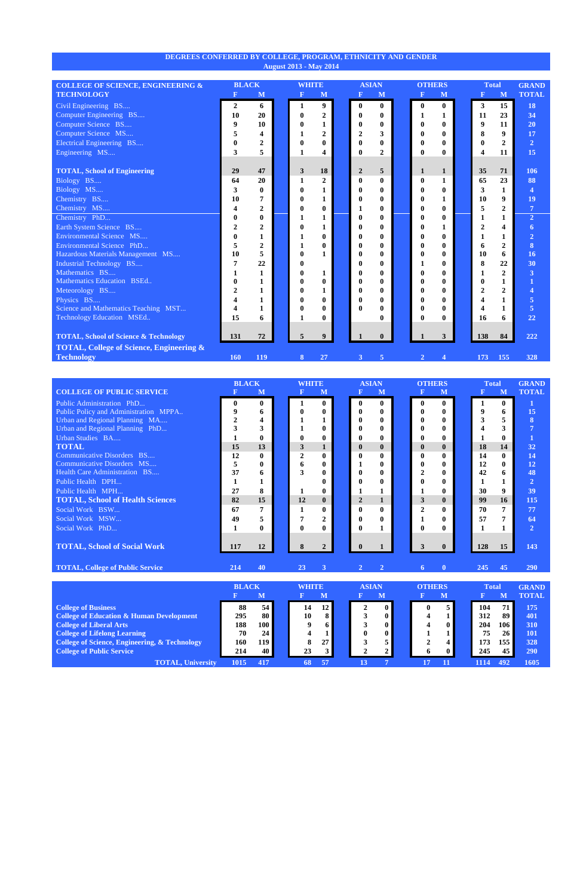## DEGREES CONFERRED BY COLLEGE, PROGRAM, ETHNICITY AND GENDER
**August 2013 - May 2014**

| COLLEGE OF SCIENCE, ENGINEERING & TECHNOLOGY | BLACK | | WHITE | | ASIAN | | OTHERS | | Total | | GRAND TOTAL |
|---|---|---|---|---|---|---|---|---|---|---|---|
| | F | M | F | M | F | M | F | M | F | M | |
| Civil Engineering BS.... | 2 | 6 | 1 | 9 | 0 | 0 | 0 | 0 | 3 | 15 | 18 |
| Computer Engineering BS.... | 10 | 20 | 0 | 2 | 0 | 0 | 1 | 1 | 11 | 23 | 34 |
| Computer Science BS.... | 9 | 10 | 0 | 1 | 0 | 0 | 0 | 0 | 9 | 11 | 20 |
| Computer Science MS.... | 5 | 4 | 1 | 2 | 2 | 3 | 0 | 0 | 8 | 9 | 17 |
| Electrical Engineering BS.... | 0 | 2 | 0 | 0 | 0 | 0 | 0 | 0 | 0 | 2 | 2 |
| Engineering MS.... | 3 | 5 | 1 | 4 | 0 | 2 | 0 | 0 | 4 | 11 | 15 |
| **TOTAL, School of Engineering** | 29 | 47 | 3 | 18 | 2 | 5 | 1 | 1 | 35 | 71 | 106 |
| Biology BS.... | 64 | 20 | 1 | 2 | 0 | 0 | 0 | 1 | 65 | 23 | 88 |
| Biology MS.... | 3 | 0 | 0 | 1 | 0 | 0 | 0 | 0 | 3 | 1 | 4 |
| Chemistry BS.... | 10 | 7 | 0 | 1 | 0 | 0 | 0 | 1 | 10 | 9 | 19 |
| Chemistry MS.... | 4 | 2 | 0 | 0 | 1 | 0 | 0 | 0 | 5 | 2 | 7 |
| Chemistry PhD... | 0 | 0 | 1 | 1 | 0 | 0 | 0 | 0 | 1 | 1 | 2 |
| Earth System Science BS.... | 2 | 2 | 0 | 1 | 0 | 0 | 0 | 1 | 2 | 4 | 6 |
| Environmental Science MS.... | 0 | 1 | 1 | 0 | 0 | 0 | 0 | 0 | 1 | 1 | 2 |
| Environmental Science PhD... | 5 | 2 | 1 | 0 | 0 | 0 | 0 | 0 | 6 | 2 | 8 |
| Hazardous Materials Management MS.... | 10 | 5 | 0 | 1 | 0 | 0 | 0 | 0 | 10 | 6 | 16 |
| Industrial Technology BS.... | 7 | 22 | 0 | | 0 | 0 | 1 | 0 | 8 | 22 | 30 |
| Mathematics BS.... | 1 | 1 | 0 | 1 | 0 | 0 | 0 | 0 | 1 | 2 | 3 |
| Mathematics Education BSEd.. | 0 | 1 | 0 | 0 | 0 | 0 | 0 | 0 | 0 | 1 | 1 |
| Meteorology BS.... | 2 | 1 | 0 | 1 | 0 | 0 | 0 | 0 | 2 | 2 | 4 |
| Physics BS.... | 4 | 1 | 0 | 0 | 0 | 0 | 0 | 0 | 4 | 1 | 5 |
| Science and Mathematics Teaching MST... | 4 | 1 | 0 | 0 | 0 | 0 | 0 | 0 | 4 | 1 | 5 |
| Technology Education MSEd.. | 15 | 6 | 1 | 0 | | 0 | 0 | 0 | 16 | 6 | 22 |
| **TOTAL, School of Science & Technology** | 131 | 72 | 5 | 9 | 1 | 0 | 1 | 3 | 138 | 84 | 222 |
| **TOTAL, College of Science, Engineering & Technology** | 160 | 119 | 8 | 27 | 3 | 5 | 2 | 4 | 173 | 155 | 328 |

| COLLEGE OF PUBLIC SERVICE | BLACK | | WHITE | | ASIAN | | OTHERS | | Total | | GRAND TOTAL |
|---|---|---|---|---|---|---|---|---|---|---|---|
| | F | M | F | M | F | M | F | M | F | M | |
| Public Administration PhD... | 0 | 0 | 1 | 0 | 0 | 0 | 0 | 0 | 1 | 0 | 1 |
| Public Policy and Administration MPPA.. | 9 | 6 | 0 | 0 | 0 | 0 | 0 | 0 | 9 | 6 | 15 |
| Urban and Regional Planning MA.... | 2 | 4 | 1 | 1 | 0 | 0 | 0 | 0 | 3 | 5 | 8 |
| Urban and Regional Planning PhD... | 3 | 3 | 1 | 0 | 0 | 0 | 0 | 0 | 4 | 3 | 7 |
| Urban Studies BA.... | 1 | 0 | 0 | 0 | 0 | 0 | 0 | 0 | 1 | 0 | 1 |
| **TOTAL** | 15 | 13 | 3 | 1 | 0 | 0 | 0 | 0 | 18 | 14 | 32 |
| Communicative Disorders BS.... | 12 | 0 | 2 | 0 | 0 | 0 | 0 | 0 | 14 | 0 | 14 |
| Communicative Disorders MS.... | 5 | 0 | 6 | 0 | 1 | 0 | 0 | 0 | 12 | 0 | 12 |
| Health Care Administration BS.... | 37 | 6 | 3 | 0 | 0 | 0 | 2 | 0 | 42 | 6 | 48 |
| Public Health DPH... | 1 | 1 | | 0 | 0 | 0 | 0 | 0 | 1 | 1 | 2 |
| Public Health MPH... | 27 | 8 | 1 | 0 | 1 | 1 | 1 | 0 | 30 | 9 | 39 |
| **TOTAL, School of Health Sciences** | 82 | 15 | 12 | 0 | 2 | 1 | 3 | 0 | 99 | 16 | 115 |
| Social Work BSW... | 67 | 7 | 1 | 0 | 0 | 0 | 2 | 0 | 70 | 7 | 77 |
| Social Work MSW... | 49 | 5 | 7 | 2 | 0 | 0 | 1 | 0 | 57 | 7 | 64 |
| Social Work PhD... | 1 | 0 | 0 | 0 | 0 | 1 | 0 | 0 | 1 | 1 | 2 |
| **TOTAL, School of Social Work** | 117 | 12 | 8 | 2 | 0 | 1 | 3 | 0 | 128 | 15 | 143 |
| **TOTAL, College of Public Service** | 214 | 40 | 23 | 3 | 2 | 2 | 6 | 0 | 245 | 45 | 290 |

| | BLACK | | WHITE | | ASIAN | | OTHERS | | Total | | GRAND TOTAL |
|---|---|---|---|---|---|---|---|---|---|---|---|
| | F | M | F | M | F | M | F | M | F | M | |
| **College of Business** | 88 | 54 | 14 | 12 | 2 | 0 | 0 | 5 | 104 | 71 | 175 |
| **College of Education & Human Development** | 295 | 80 | 10 | 8 | 3 | 0 | 4 | 1 | 312 | 89 | 401 |
| **College of Liberal Arts** | 188 | 100 | 9 | 6 | 3 | 0 | 4 | 0 | 204 | 106 | 310 |
| **College of Lifelong Learning** | 70 | 24 | 4 | 1 | 0 | 0 | 1 | 1 | 75 | 26 | 101 |
| **College of Science, Engineering, & Technology** | 160 | 119 | 8 | 27 | 3 | 5 | 2 | 4 | 173 | 155 | 328 |
| **College of Public Service** | 214 | 40 | 23 | 3 | 2 | 2 | 6 | 0 | 245 | 45 | 290 |
| **TOTAL, University** | 1015 | 417 | 68 | 57 | 13 | 7 | 17 | 11 | 1114 | 492 | 1605 |